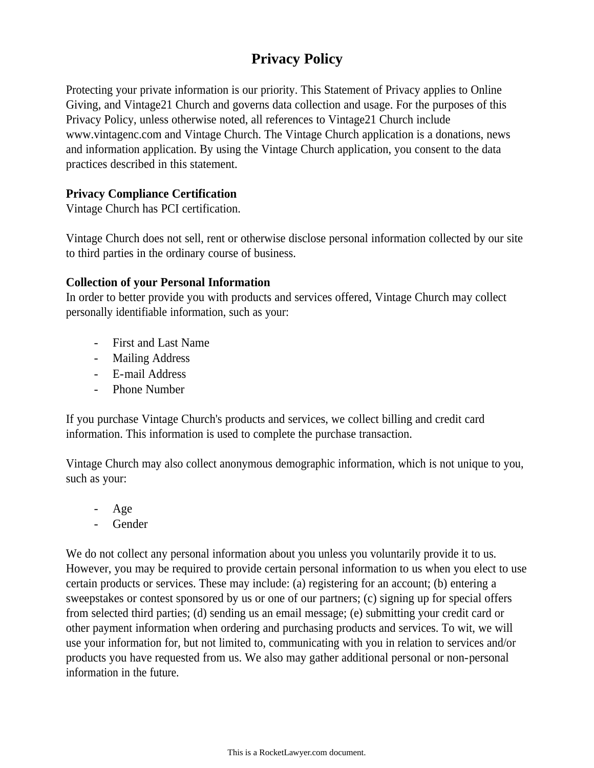# Privacy Policy

Protecting your private information is our priority. This Statement of Privacy applies to Online Giving, and Vintage21 Church and governs data collection and usage. For the purposes of this Privacy Policy, unless otherwise noted, all references to Vintage21 Church include www.vintagenc.com and Vintage Church. The Vintage Church application is a donations, news and information application. By using the Vintage Church application, you consent to the data practices described in this statement.

**Privacy Compliance Certification**
Vintage Church has PCI certification.

Vintage Church does not sell, rent or otherwise disclose personal information collected by our site to third parties in the ordinary course of business.

**Collection of your Personal Information**
In order to better provide you with products and services offered, Vintage Church may collect personally identifiable information, such as your:

- First and Last Name
- Mailing Address
- E-mail Address
- Phone Number

If you purchase Vintage Church's products and services, we collect billing and credit card information. This information is used to complete the purchase transaction.

Vintage Church may also collect anonymous demographic information, which is not unique to you, such as your:

- Age
- Gender

We do not collect any personal information about you unless you voluntarily provide it to us. However, you may be required to provide certain personal information to us when you elect to use certain products or services. These may include: (a) registering for an account; (b) entering a sweepstakes or contest sponsored by us or one of our partners; (c) signing up for special offers from selected third parties; (d) sending us an email message; (e) submitting your credit card or other payment information when ordering and purchasing products and services. To wit, we will use your information for, but not limited to, communicating with you in relation to services and/or products you have requested from us. We also may gather additional personal or non-personal information in the future.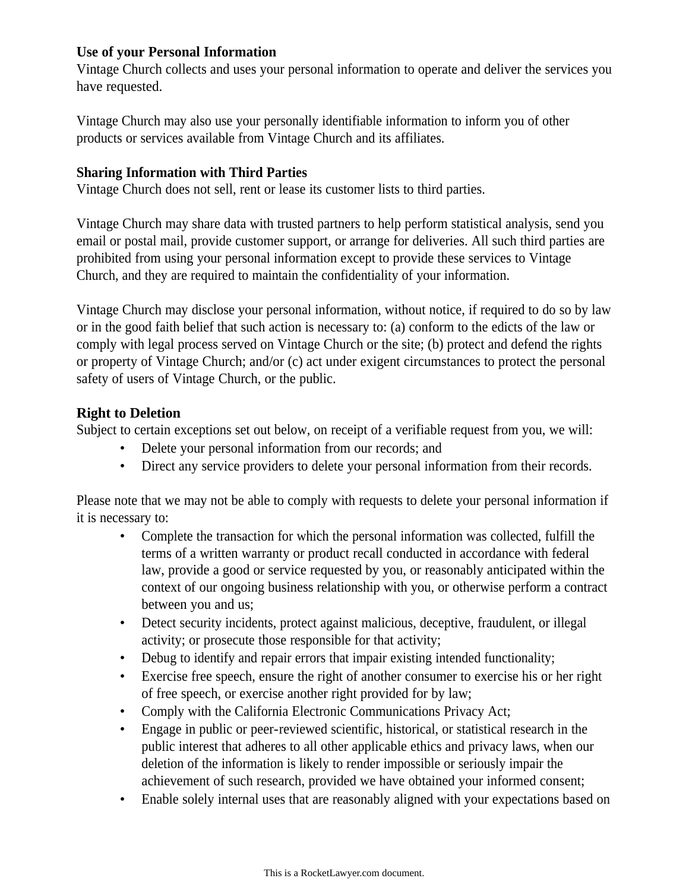**Use of your Personal Information**
Vintage Church collects and uses your personal information to operate and deliver the services you have requested.

Vintage Church may also use your personally identifiable information to inform you of other products or services available from Vintage Church and its affiliates.

**Sharing Information with Third Parties**
Vintage Church does not sell, rent or lease its customer lists to third parties.

Vintage Church may share data with trusted partners to help perform statistical analysis, send you email or postal mail, provide customer support, or arrange for deliveries. All such third parties are prohibited from using your personal information except to provide these services to Vintage Church, and they are required to maintain the confidentiality of your information.

Vintage Church may disclose your personal information, without notice, if required to do so by law or in the good faith belief that such action is necessary to: (a) conform to the edicts of the law or comply with legal process served on Vintage Church or the site; (b) protect and defend the rights or property of Vintage Church; and/or (c) act under exigent circumstances to protect the personal safety of users of Vintage Church, or the public.

**Right to Deletion**
Subject to certain exceptions set out below, on receipt of a verifiable request from you, we will:

- Delete your personal information from our records; and
- Direct any service providers to delete your personal information from their records.

Please note that we may not be able to comply with requests to delete your personal information if it is necessary to:

- Complete the transaction for which the personal information was collected, fulfill the terms of a written warranty or product recall conducted in accordance with federal law, provide a good or service requested by you, or reasonably anticipated within the context of our ongoing business relationship with you, or otherwise perform a contract between you and us;
- Detect security incidents, protect against malicious, deceptive, fraudulent, or illegal activity; or prosecute those responsible for that activity;
- Debug to identify and repair errors that impair existing intended functionality;
- Exercise free speech, ensure the right of another consumer to exercise his or her right of free speech, or exercise another right provided for by law;
- Comply with the California Electronic Communications Privacy Act;
- Engage in public or peer-reviewed scientific, historical, or statistical research in the public interest that adheres to all other applicable ethics and privacy laws, when our deletion of the information is likely to render impossible or seriously impair the achievement of such research, provided we have obtained your informed consent;
- Enable solely internal uses that are reasonably aligned with your expectations based on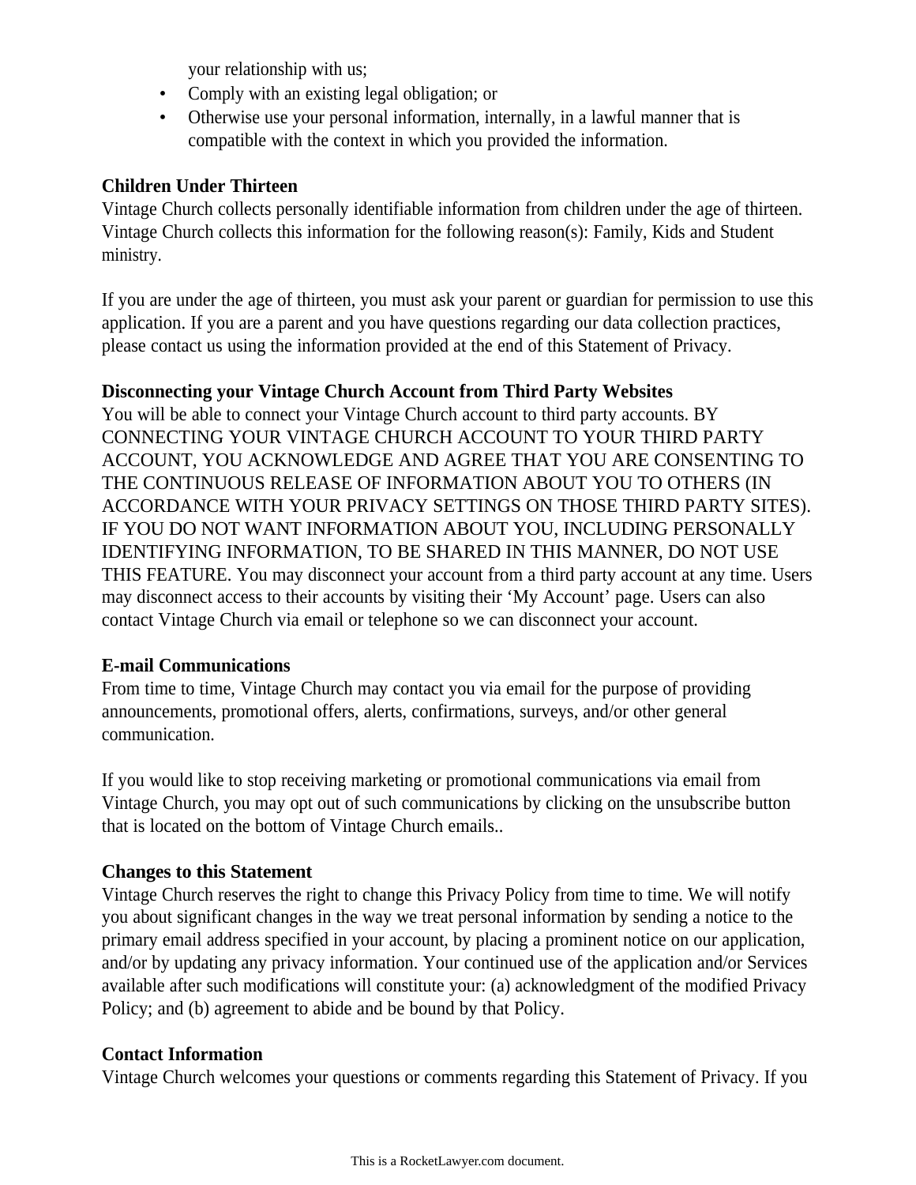your relationship with us;

- Comply with an existing legal obligation; or
- Otherwise use your personal information, internally, in a lawful manner that is compatible with the context in which you provided the information.

**Children Under Thirteen**
Vintage Church collects personally identifiable information from children under the age of thirteen. Vintage Church collects this information for the following reason(s): Family, Kids and Student ministry.

If you are under the age of thirteen, you must ask your parent or guardian for permission to use this application. If you are a parent and you have questions regarding our data collection practices, please contact us using the information provided at the end of this Statement of Privacy.

**Disconnecting your Vintage Church Account from Third Party Websites**
You will be able to connect your Vintage Church account to third party accounts. BY CONNECTING YOUR VINTAGE CHURCH ACCOUNT TO YOUR THIRD PARTY ACCOUNT, YOU ACKNOWLEDGE AND AGREE THAT YOU ARE CONSENTING TO THE CONTINUOUS RELEASE OF INFORMATION ABOUT YOU TO OTHERS (IN ACCORDANCE WITH YOUR PRIVACY SETTINGS ON THOSE THIRD PARTY SITES). IF YOU DO NOT WANT INFORMATION ABOUT YOU, INCLUDING PERSONALLY IDENTIFYING INFORMATION, TO BE SHARED IN THIS MANNER, DO NOT USE THIS FEATURE. You may disconnect your account from a third party account at any time. Users may disconnect access to their accounts by visiting their 'My Account' page. Users can also contact Vintage Church via email or telephone so we can disconnect your account.

**E-mail Communications**
From time to time, Vintage Church may contact you via email for the purpose of providing announcements, promotional offers, alerts, confirmations, surveys, and/or other general communication.

If you would like to stop receiving marketing or promotional communications via email from Vintage Church, you may opt out of such communications by clicking on the unsubscribe button that is located on the bottom of Vintage Church emails..

**Changes to this Statement**
Vintage Church reserves the right to change this Privacy Policy from time to time. We will notify you about significant changes in the way we treat personal information by sending a notice to the primary email address specified in your account, by placing a prominent notice on our application, and/or by updating any privacy information. Your continued use of the application and/or Services available after such modifications will constitute your: (a) acknowledgment of the modified Privacy Policy; and (b) agreement to abide and be bound by that Policy.

**Contact Information**
Vintage Church welcomes your questions or comments regarding this Statement of Privacy. If you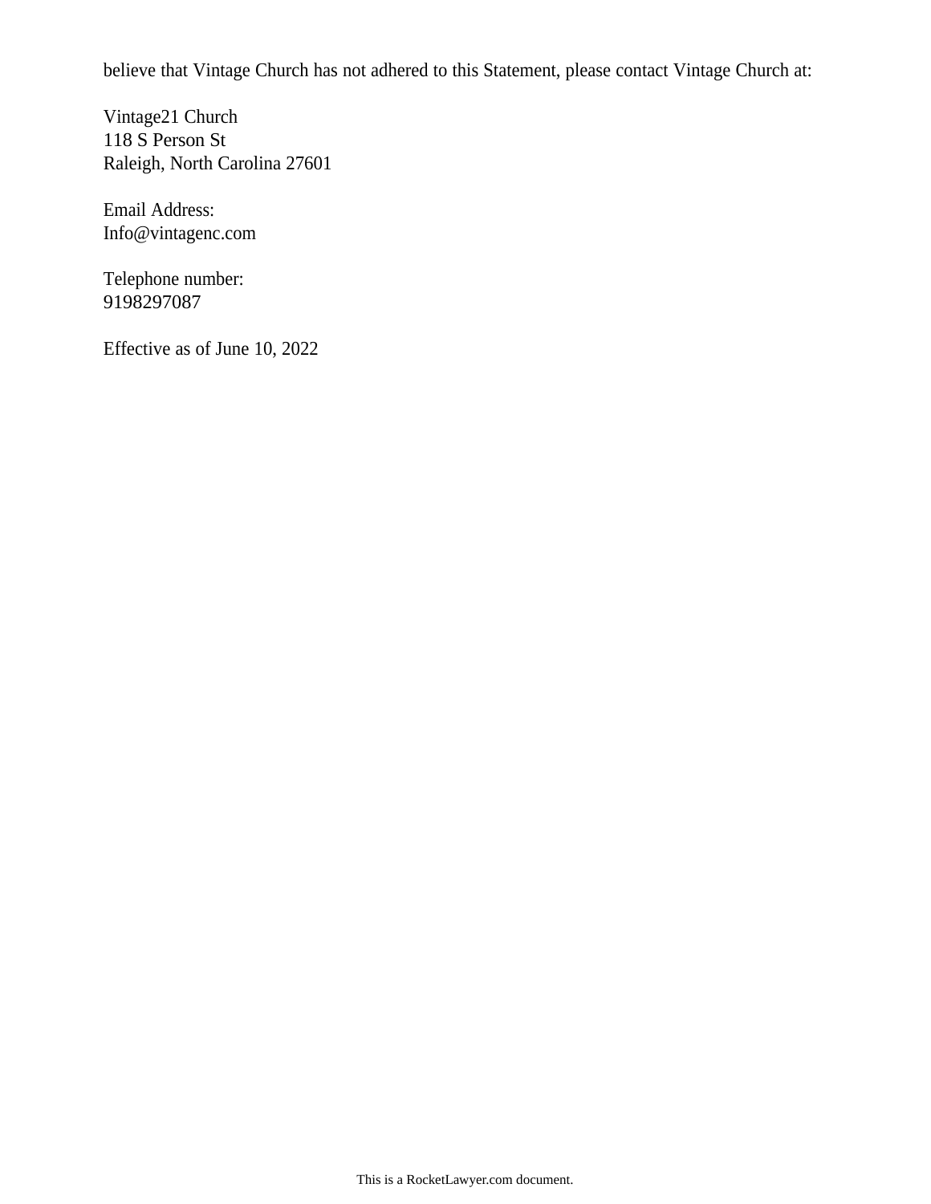believe that Vintage Church has not adhered to this Statement, please contact Vintage Church at:

Vintage21 Church
118 S Person St
Raleigh, North Carolina 27601

Email Address:
Info@vintagenc.com

Telephone number:
9198297087

Effective as of June 10, 2022

This is a RocketLawyer.com document.